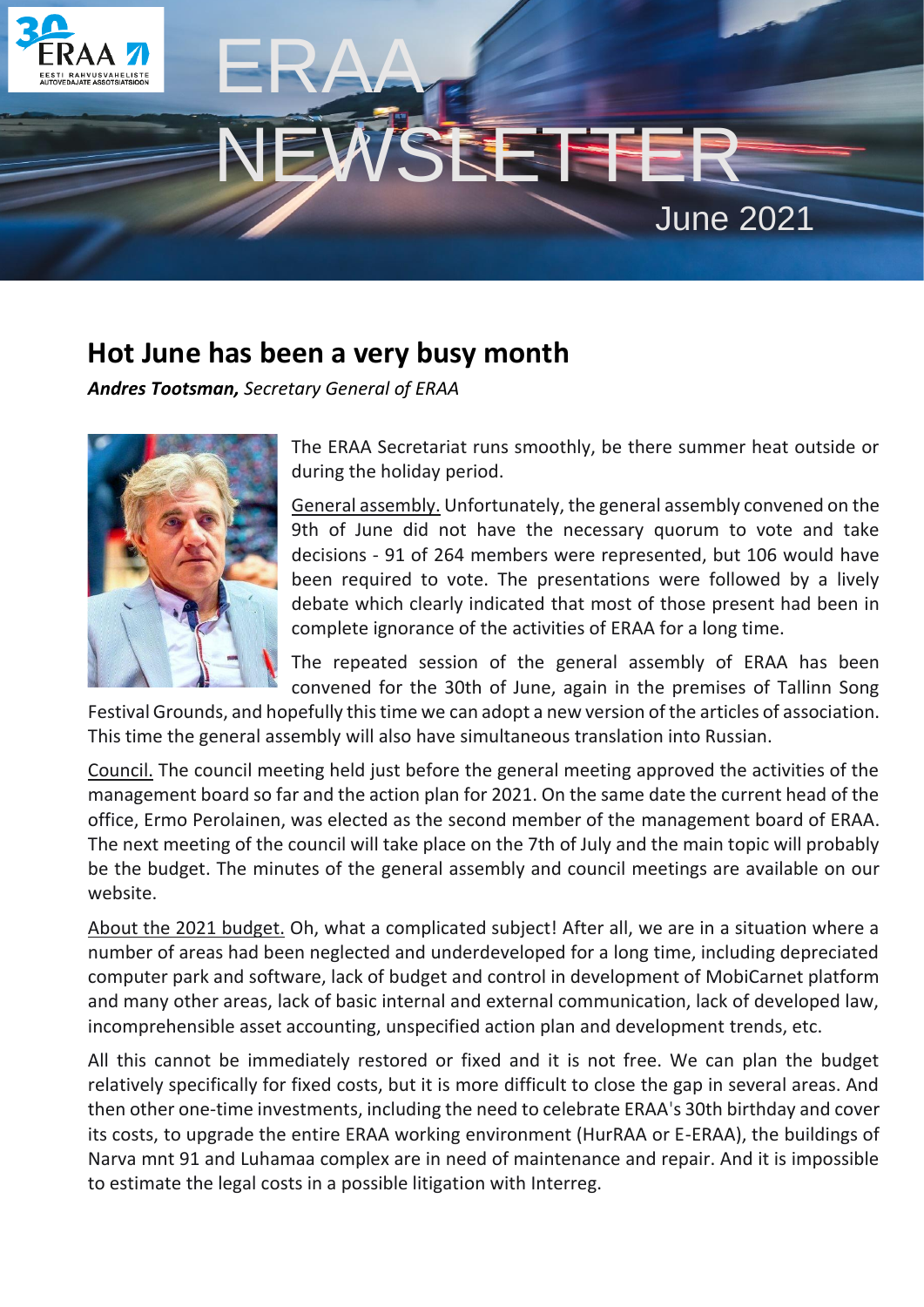# ERAA NEWSLETTER

June 2021

## Hot June has been a very busy month

***Andres Tootsman,*** *Secretary General of ERAA*

The ERAA Secretariat runs smoothly, be there summer heat outside or during the holiday period.

General assembly. Unfortunately, the general assembly convened on the 9th of June did not have the necessary quorum to vote and take decisions - 91 of 264 members were represented, but 106 would have been required to vote. The presentations were followed by a lively debate which clearly indicated that most of those present had been in complete ignorance of the activities of ERAA for a long time.

The repeated session of the general assembly of ERAA has been convened for the 30th of June, again in the premises of Tallinn Song Festival Grounds, and hopefully this time we can adopt a new version of the articles of association. This time the general assembly will also have simultaneous translation into Russian.

Council. The council meeting held just before the general meeting approved the activities of the management board so far and the action plan for 2021. On the same date the current head of the office, Ermo Perolainen, was elected as the second member of the management board of ERAA. The next meeting of the council will take place on the 7th of July and the main topic will probably be the budget. The minutes of the general assembly and council meetings are available on our website.

About the 2021 budget. Oh, what a complicated subject! After all, we are in a situation where a number of areas had been neglected and underdeveloped for a long time, including depreciated computer park and software, lack of budget and control in development of MobiCarnet platform and many other areas, lack of basic internal and external communication, lack of developed law, incomprehensible asset accounting, unspecified action plan and development trends, etc.

All this cannot be immediately restored or fixed and it is not free. We can plan the budget relatively specifically for fixed costs, but it is more difficult to close the gap in several areas. And then other one-time investments, including the need to celebrate ERAA's 30th birthday and cover its costs, to upgrade the entire ERAA working environment (HurRAA or E-ERAA), the buildings of Narva mnt 91 and Luhamaa complex are in need of maintenance and repair. And it is impossible to estimate the legal costs in a possible litigation with Interreg.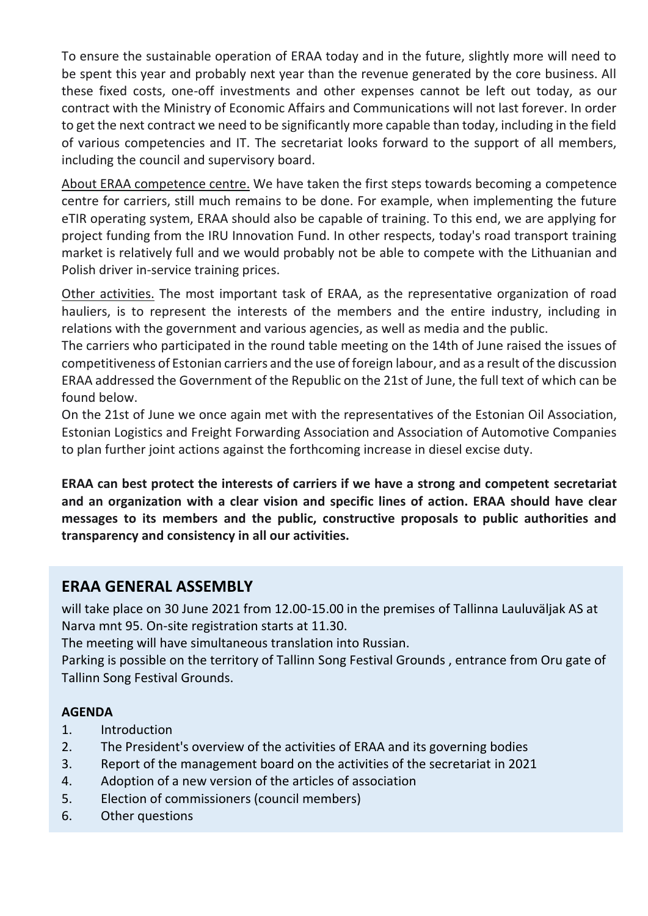To ensure the sustainable operation of ERAA today and in the future, slightly more will need to be spent this year and probably next year than the revenue generated by the core business. All these fixed costs, one-off investments and other expenses cannot be left out today, as our contract with the Ministry of Economic Affairs and Communications will not last forever. In order to get the next contract we need to be significantly more capable than today, including in the field of various competencies and IT. The secretariat looks forward to the support of all members, including the council and supervisory board.

<u>About ERAA competence centre.</u> We have taken the first steps towards becoming a competence centre for carriers, still much remains to be done. For example, when implementing the future eTIR operating system, ERAA should also be capable of training. To this end, we are applying for project funding from the IRU Innovation Fund. In other respects, today's road transport training market is relatively full and we would probably not be able to compete with the Lithuanian and Polish driver in-service training prices.

<u>Other activities.</u> The most important task of ERAA, as the representative organization of road hauliers, is to represent the interests of the members and the entire industry, including in relations with the government and various agencies, as well as media and the public.

The carriers who participated in the round table meeting on the 14th of June raised the issues of competitiveness of Estonian carriers and the use of foreign labour, and as a result of the discussion ERAA addressed the Government of the Republic on the 21st of June, the full text of which can be found below.

On the 21st of June we once again met with the representatives of the Estonian Oil Association, Estonian Logistics and Freight Forwarding Association and Association of Automotive Companies to plan further joint actions against the forthcoming increase in diesel excise duty.

**ERAA can best protect the interests of carriers if we have a strong and competent secretariat and an organization with a clear vision and specific lines of action. ERAA should have clear messages to its members and the public, constructive proposals to public authorities and transparency and consistency in all our activities.**

## ERAA GENERAL ASSEMBLY

will take place on 30 June 2021 from 12.00-15.00 in the premises of Tallinna Lauluväljak AS at Narva mnt 95. On-site registration starts at 11.30.

The meeting will have simultaneous translation into Russian.

Parking is possible on the territory of Tallinn Song Festival Grounds , entrance from Oru gate of Tallinn Song Festival Grounds.

**AGENDA**

1. Introduction
2. The President's overview of the activities of ERAA and its governing bodies
3. Report of the management board on the activities of the secretariat in 2021
4. Adoption of a new version of the articles of association
5. Election of commissioners (council members)
6. Other questions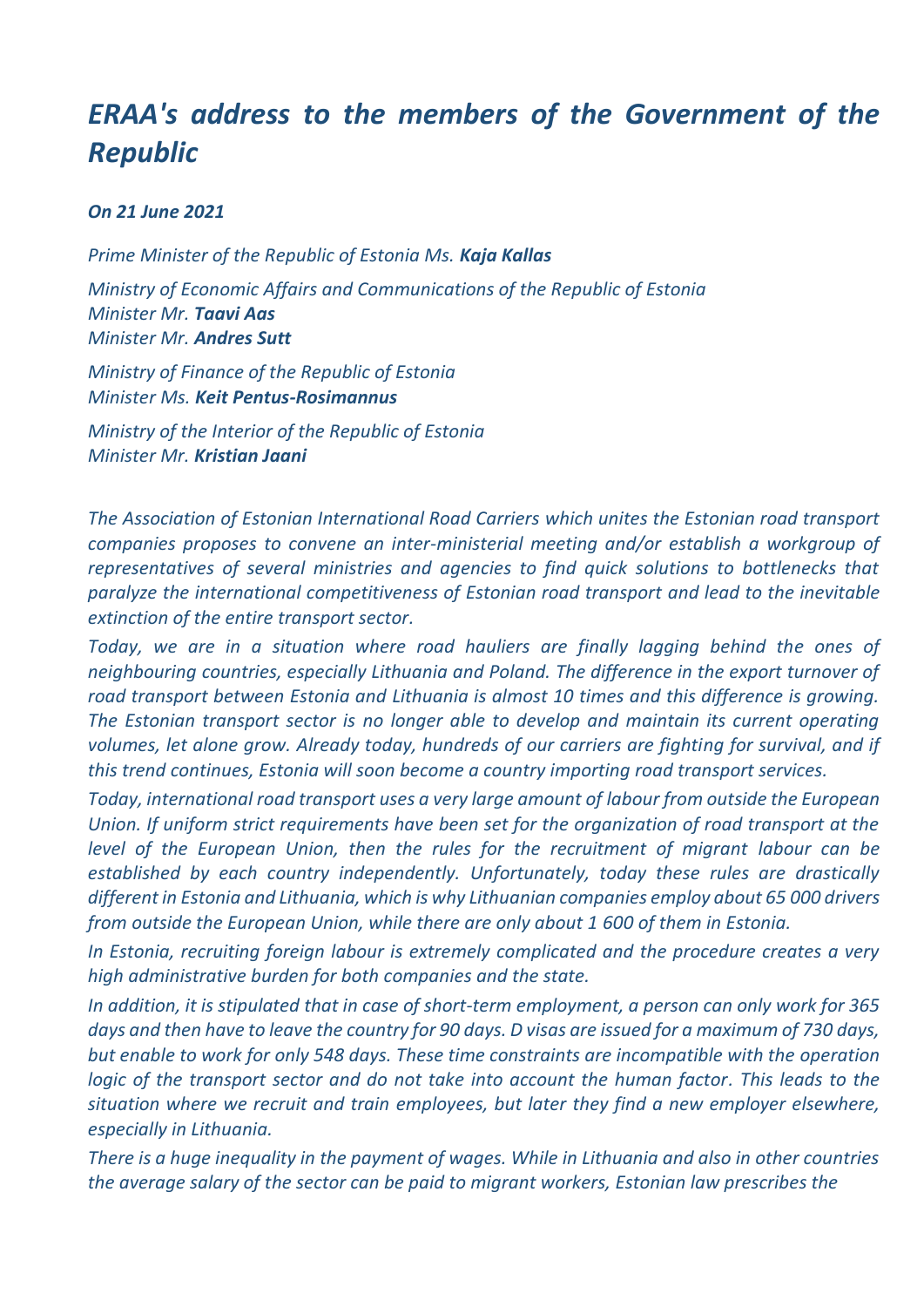# *ERAA's address to the members of the Government of the Republic*

***On 21 June 2021***

*Prime Minister of the Republic of Estonia Ms.* ***Kaja Kallas***

*Ministry of Economic Affairs and Communications of the Republic of Estonia*
*Minister Mr.* ***Taavi Aas***
*Minister Mr.* ***Andres Sutt***

*Ministry of Finance of the Republic of Estonia*
*Minister Ms.* ***Keit Pentus-Rosimannus***

*Ministry of the Interior of the Republic of Estonia*
*Minister Mr.* ***Kristian Jaani***

*The Association of Estonian International Road Carriers which unites the Estonian road transport companies proposes to convene an inter-ministerial meeting and/or establish a workgroup of representatives of several ministries and agencies to find quick solutions to bottlenecks that paralyze the international competitiveness of Estonian road transport and lead to the inevitable extinction of the entire transport sector.*

*Today, we are in a situation where road hauliers are finally lagging behind the ones of neighbouring countries, especially Lithuania and Poland. The difference in the export turnover of road transport between Estonia and Lithuania is almost 10 times and this difference is growing. The Estonian transport sector is no longer able to develop and maintain its current operating volumes, let alone grow. Already today, hundreds of our carriers are fighting for survival, and if this trend continues, Estonia will soon become a country importing road transport services.*

*Today, international road transport uses a very large amount of labour from outside the European Union. If uniform strict requirements have been set for the organization of road transport at the level of the European Union, then the rules for the recruitment of migrant labour can be established by each country independently. Unfortunately, today these rules are drastically different in Estonia and Lithuania, which is why Lithuanian companies employ about 65 000 drivers from outside the European Union, while there are only about 1 600 of them in Estonia.*

*In Estonia, recruiting foreign labour is extremely complicated and the procedure creates a very high administrative burden for both companies and the state.*

*In addition, it is stipulated that in case of short-term employment, a person can only work for 365 days and then have to leave the country for 90 days. D visas are issued for a maximum of 730 days, but enable to work for only 548 days. These time constraints are incompatible with the operation logic of the transport sector and do not take into account the human factor. This leads to the situation where we recruit and train employees, but later they find a new employer elsewhere, especially in Lithuania.*

*There is a huge inequality in the payment of wages. While in Lithuania and also in other countries the average salary of the sector can be paid to migrant workers, Estonian law prescribes the*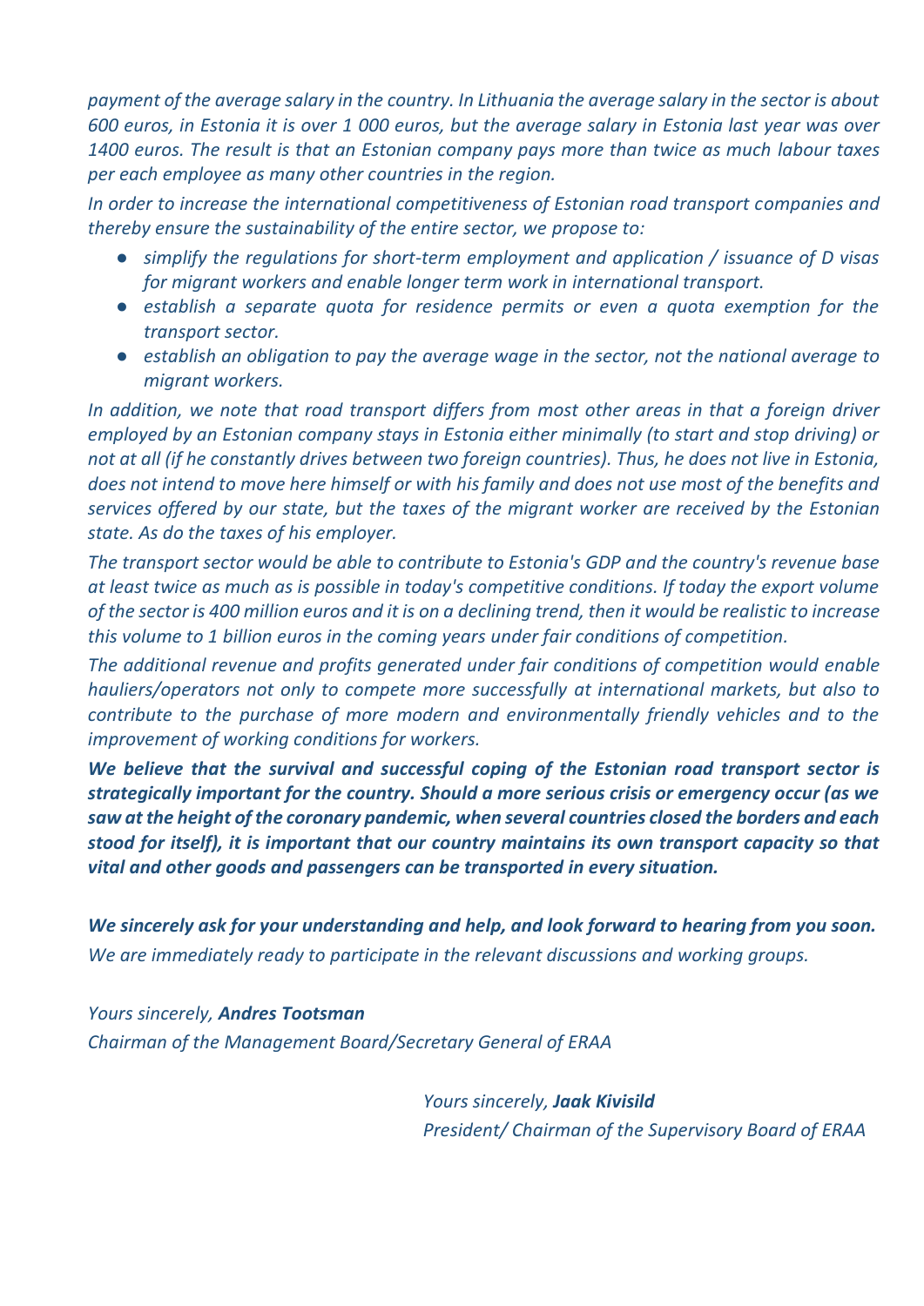*payment of the average salary in the country. In Lithuania the average salary in the sector is about 600 euros, in Estonia it is over 1 000 euros, but the average salary in Estonia last year was over 1400 euros. The result is that an Estonian company pays more than twice as much labour taxes per each employee as many other countries in the region.*

*In order to increase the international competitiveness of Estonian road transport companies and thereby ensure the sustainability of the entire sector, we propose to:*

- *simplify the regulations for short-term employment and application / issuance of D visas for migrant workers and enable longer term work in international transport.*
- *establish a separate quota for residence permits or even a quota exemption for the transport sector.*
- *establish an obligation to pay the average wage in the sector, not the national average to migrant workers.*

*In addition, we note that road transport differs from most other areas in that a foreign driver employed by an Estonian company stays in Estonia either minimally (to start and stop driving) or not at all (if he constantly drives between two foreign countries). Thus, he does not live in Estonia, does not intend to move here himself or with his family and does not use most of the benefits and services offered by our state, but the taxes of the migrant worker are received by the Estonian state. As do the taxes of his employer.*

*The transport sector would be able to contribute to Estonia's GDP and the country's revenue base at least twice as much as is possible in today's competitive conditions. If today the export volume of the sector is 400 million euros and it is on a declining trend, then it would be realistic to increase this volume to 1 billion euros in the coming years under fair conditions of competition.*

*The additional revenue and profits generated under fair conditions of competition would enable hauliers/operators not only to compete more successfully at international markets, but also to contribute to the purchase of more modern and environmentally friendly vehicles and to the improvement of working conditions for workers.*

***We believe that the survival and successful coping of the Estonian road transport sector is strategically important for the country. Should a more serious crisis or emergency occur (as we saw at the height of the coronary pandemic, when several countries closed the borders and each stood for itself), it is important that our country maintains its own transport capacity so that vital and other goods and passengers can be transported in every situation.***

***We sincerely ask for your understanding and help, and look forward to hearing from you soon.***
*We are immediately ready to participate in the relevant discussions and working groups.*

*Yours sincerely,* ***Andres Tootsman***
*Chairman of the Management Board/Secretary General of ERAA*

*Yours sincerely,* ***Jaak Kivisild***
*President/ Chairman of the Supervisory Board of ERAA*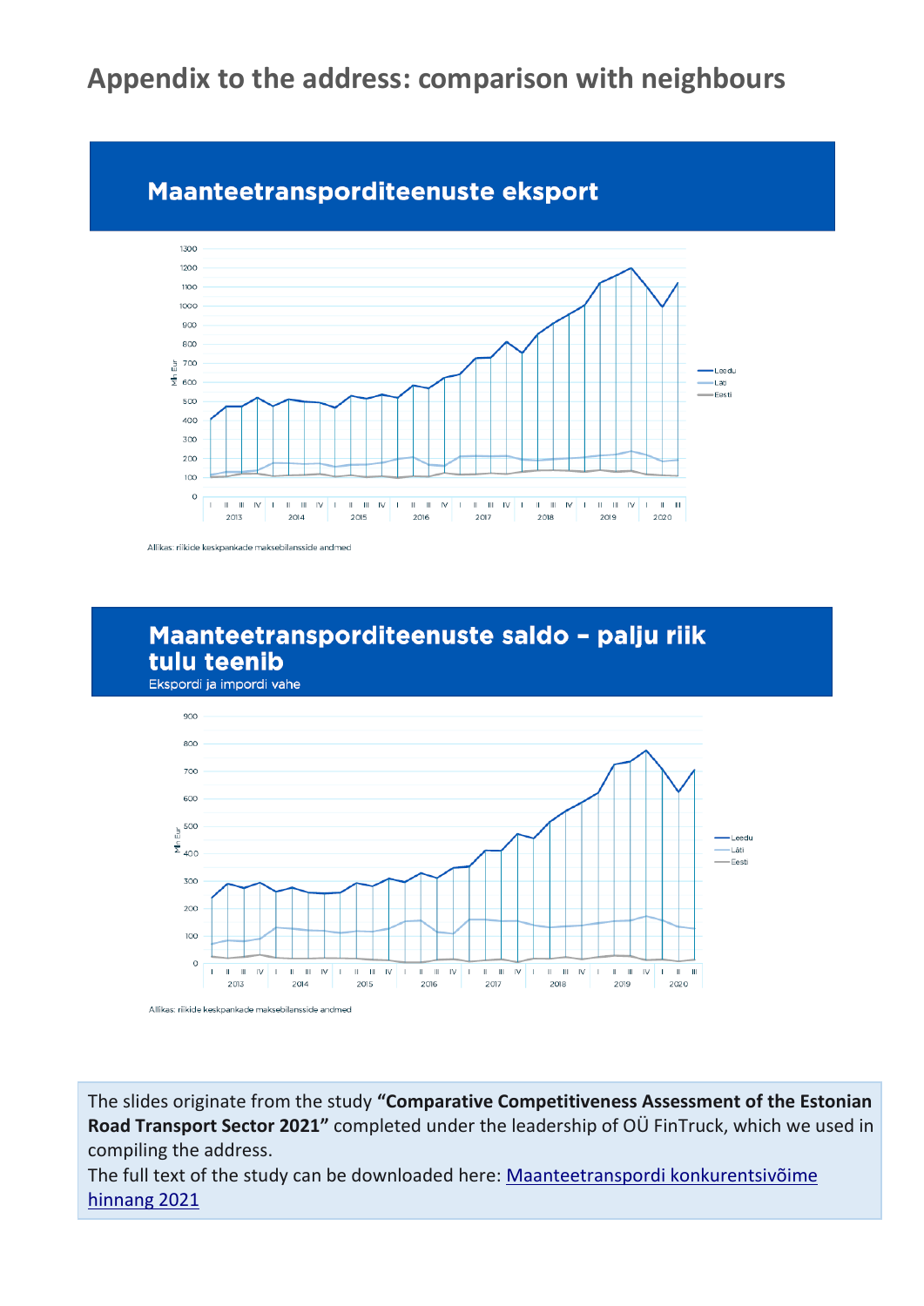## Appendix to the address: comparison with neighbours

### Maanteetransporditeenuste eksport

Mln Eur

Leedu
Läti
Eesti

Allikas: riikide keskpankade maksebilansside andmed

### Maanteetransporditeenuste saldo – palju riik tulu teenib

Ekspordi ja impordi vahe

Mln Eur

Leedu
Läti
Eesti

Allikas: riikide keskpankade maksebilansside andmed

The slides originate from the study **"Comparative Competitiveness Assessment of the Estonian Road Transport Sector 2021"** completed under the leadership of OÜ FinTruck, which we used in compiling the address.

The full text of the study can be downloaded here: Maanteetranspordi konkurentsivõime hinnang 2021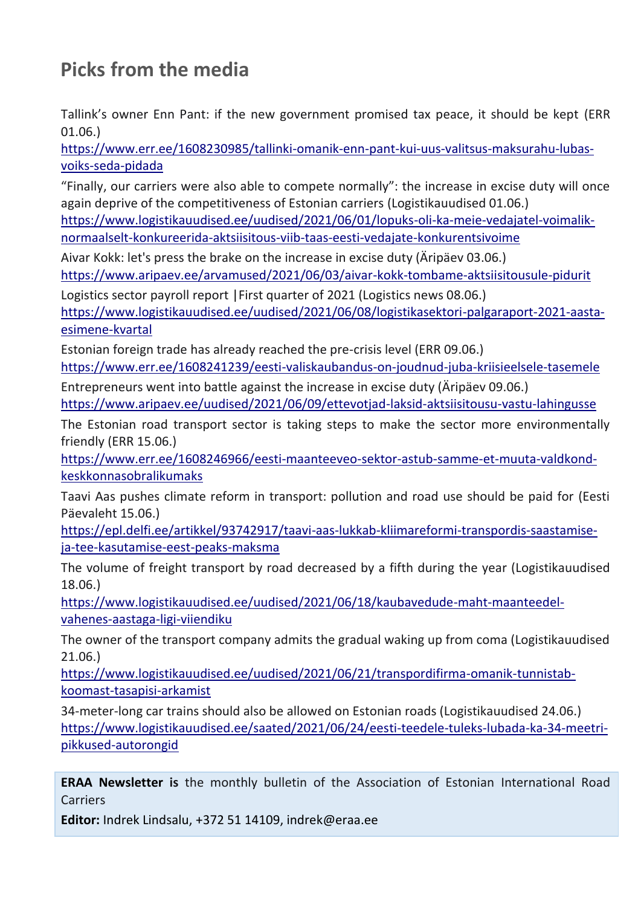## Picks from the media

Tallink's owner Enn Pant: if the new government promised tax peace, it should be kept (ERR 01.06.)
https://www.err.ee/1608230985/tallinki-omanik-enn-pant-kui-uus-valitsus-maksurahu-lubas-voiks-seda-pidada

"Finally, our carriers were also able to compete normally": the increase in excise duty will once again deprive of the competitiveness of Estonian carriers (Logistikauudised 01.06.)
https://www.logistikauudised.ee/uudised/2021/06/01/lopuks-oli-ka-meie-vedajatel-voimalik-normaalselt-konkureerida-aktsiisitous-viib-taas-eesti-vedajate-konkurentsivoime

Aivar Kokk: let's press the brake on the increase in excise duty (Äripäev 03.06.)
https://www.aripaev.ee/arvamused/2021/06/03/aivar-kokk-tombame-aktsiisitousule-pidurit

Logistics sector payroll report |First quarter of 2021 (Logistics news 08.06.)
https://www.logistikauudised.ee/uudised/2021/06/08/logistikasektori-palgaraport-2021-aasta-esimene-kvartal

Estonian foreign trade has already reached the pre-crisis level (ERR 09.06.)
https://www.err.ee/1608241239/eesti-valiskaubandus-on-joudnud-juba-kriisieelsele-tasemele

Entrepreneurs went into battle against the increase in excise duty (Äripäev 09.06.)
https://www.aripaev.ee/uudised/2021/06/09/ettevotjad-laksid-aktsiisitousu-vastu-lahingusse

The Estonian road transport sector is taking steps to make the sector more environmentally friendly (ERR 15.06.)
https://www.err.ee/1608246966/eesti-maanteeveo-sektor-astub-samme-et-muuta-valdkond-keskkonnasobralikumaks

Taavi Aas pushes climate reform in transport: pollution and road use should be paid for (Eesti Päevaleht 15.06.)
https://epl.delfi.ee/artikkel/93742917/taavi-aas-lukkab-kliimareformi-transpordis-saastamise-ja-tee-kasutamise-eest-peaks-maksma

The volume of freight transport by road decreased by a fifth during the year (Logistikauudised 18.06.)
https://www.logistikauudised.ee/uudised/2021/06/18/kaubavedude-maht-maanteedel-vahenes-aastaga-ligi-viiendiku

The owner of the transport company admits the gradual waking up from coma (Logistikauudised 21.06.)
https://www.logistikauudised.ee/uudised/2021/06/21/transpordifirma-omanik-tunnistab-koomast-tasapisi-arkamist

34-meter-long car trains should also be allowed on Estonian roads (Logistikauudised 24.06.)
https://www.logistikauudised.ee/saated/2021/06/24/eesti-teedele-tuleks-lubada-ka-34-meetri-pikkused-autorongid

**ERAA Newsletter is** the monthly bulletin of the Association of Estonian International Road Carriers

**Editor:** Indrek Lindsalu, +372 51 14109, indrek@eraa.ee